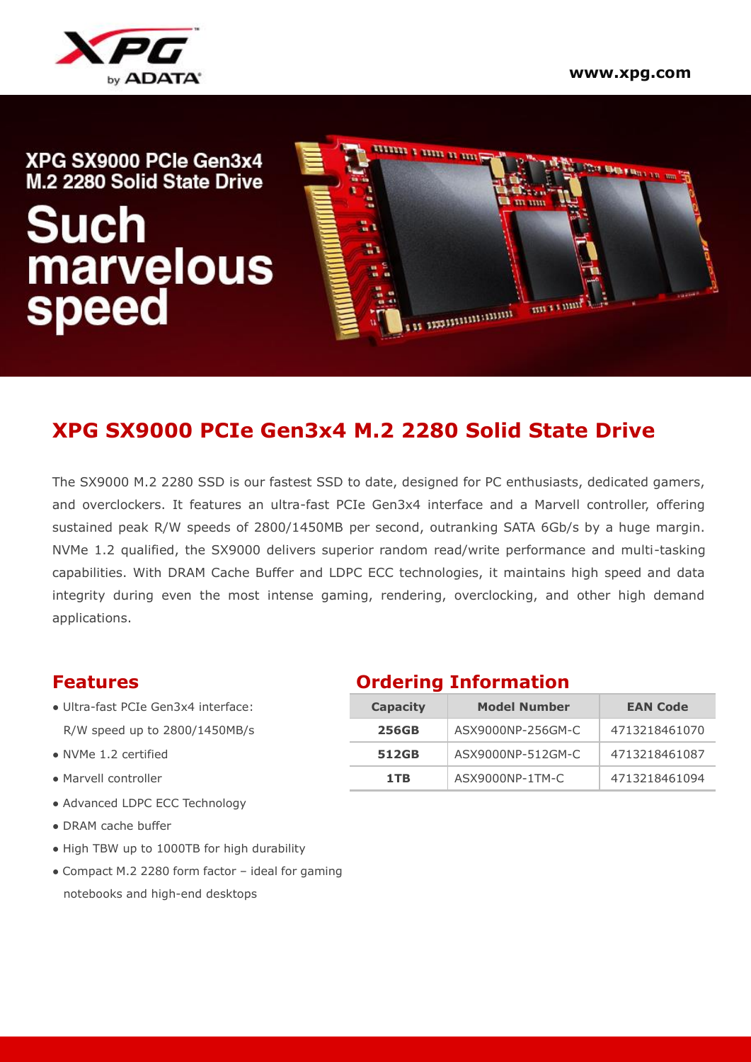XPG by ADATA

www.xpg.com

XPG SX9000 PCIe Gen3x4 M.2 2280 Solid State Drive

Such marvelous speed

# XPG SX9000 PCIe Gen3x4 M.2 2280 Solid State Drive

The SX9000 M.2 2280 SSD is our fastest SSD to date, designed for PC enthusiasts, dedicated gamers, and overclockers. It features an ultra-fast PCIe Gen3x4 interface and a Marvell controller, offering sustained peak R/W speeds of 2800/1450MB per second, outranking SATA 6Gb/s by a huge margin. NVMe 1.2 qualified, the SX9000 delivers superior random read/write performance and multi-tasking capabilities. With DRAM Cache Buffer and LDPC ECC technologies, it maintains high speed and data integrity during even the most intense gaming, rendering, overclocking, and other high demand applications.

## Features

- Ultra-fast PCIe Gen3x4 interface: R/W speed up to 2800/1450MB/s
- NVMe 1.2 certified
- Marvell controller
- Advanced LDPC ECC Technology
- DRAM cache buffer
- High TBW up to 1000TB for high durability
- Compact M.2 2280 form factor – ideal for gaming notebooks and high-end desktops

## Ordering Information

| Capacity | Model Number | EAN Code |
|---|---|---|
| **256GB** | ASX9000NP-256GM-C | 4713218461070 |
| **512GB** | ASX9000NP-512GM-C | 4713218461087 |
| **1TB** | ASX9000NP-1TM-C | 4713218461094 |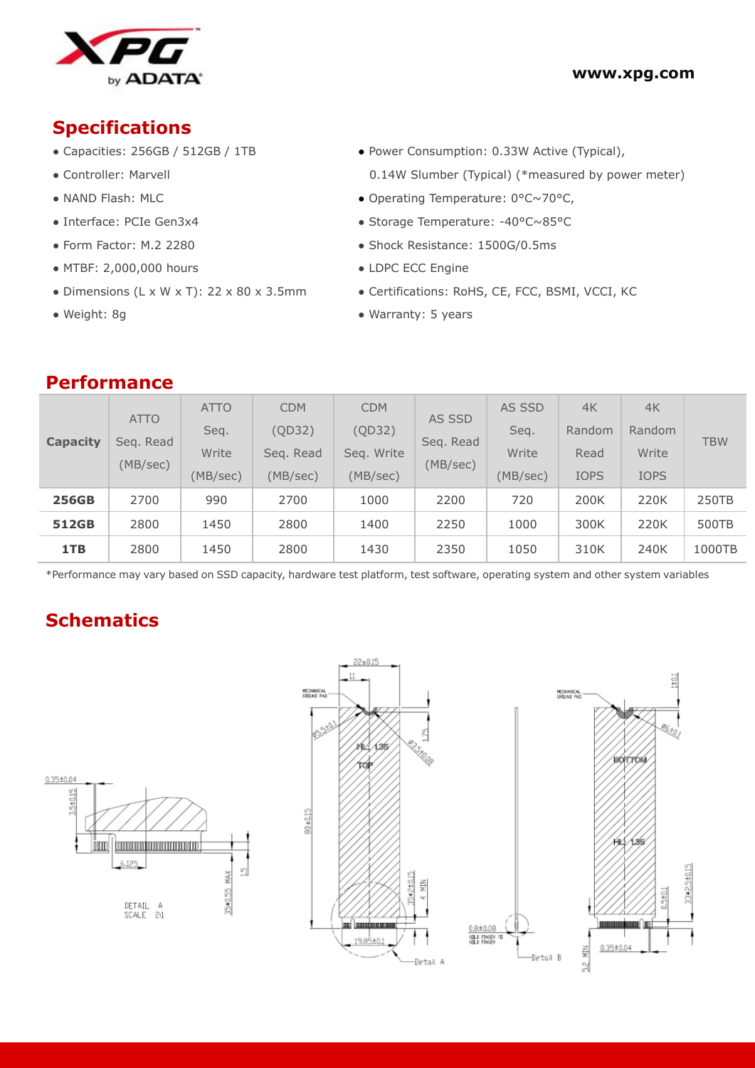www.xpg.com

## Specifications

- Capacities: 256GB / 512GB / 1TB
- Controller: Marvell
- NAND Flash: MLC
- Interface: PCIe Gen3x4
- Form Factor: M.2 2280
- MTBF: 2,000,000 hours
- Dimensions (L x W x T): 22 x 80 x 3.5mm
- Weight: 8g
- Power Consumption: 0.33W Active (Typical), 0.14W Slumber (Typical) (*measured by power meter)
- Operating Temperature: 0°C~70°C,
- Storage Temperature: -40°C~85°C
- Shock Resistance: 1500G/0.5ms
- LDPC ECC Engine
- Certifications: RoHS, CE, FCC, BSMI, VCCI, KC
- Warranty: 5 years

## Performance

| Capacity | ATTO Seq. Read (MB/sec) | ATTO Seq. Write (MB/sec) | CDM (QD32) Seq. Read (MB/sec) | CDM (QD32) Seq. Write (MB/sec) | AS SSD Seq. Read (MB/sec) | AS SSD Seq. Write (MB/sec) | 4K Random Read IOPS | 4K Random Write IOPS | TBW |
|---|---|---|---|---|---|---|---|---|---|
| **256GB** | 2700 | 990 | 2700 | 1000 | 2200 | 720 | 200K | 220K | 250TB |
| **512GB** | 2800 | 1450 | 2800 | 1400 | 2250 | 1000 | 300K | 220K | 500TB |
| **1TB** | 2800 | 1450 | 2800 | 1430 | 2350 | 1050 | 310K | 240K | 1000TB |

*Performance may vary based on SSD capacity, hardware test platform, test software, operating system and other system variables

## Schematics

0.35±0.04
3.5±0.15
6.125
DETAIL A
SCALE 2:1
35±0.55 MAX
1.5
22±0.15
11
MECHANICAL GROUND PAD
Ø5.5±0.1
1.75
Ø3.5±0.08
HL 135
TOP
80±0.15
7.5±2±0.15
4 MIN
19.85±0.1
Detail A
0.8±0.08
GOLD FINGER TO GOLD FINGER
Detail B
MECHANICAL GROUND PAD
1±0.1
Ø6±0.1
BOTTOM
HL 135
0.5±0.1
33±2.54±0.15
0.35±0.04
5.2 MIN